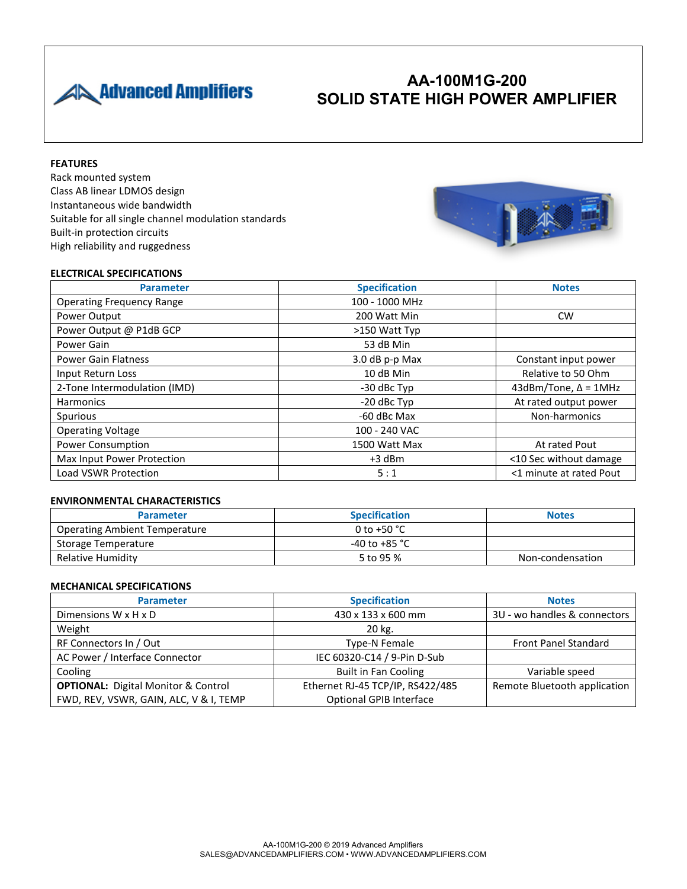Advanced Amplifiers

# AA-100M1G-200
# SOLID STATE HIGH POWER AMPLIFIER

**FEATURES**

Rack mounted system
Class AB linear LDMOS design
Instantaneous wide bandwidth
Suitable for all single channel modulation standards
Built-in protection circuits
High reliability and ruggedness

**ELECTRICAL SPECIFICATIONS**

| Parameter | Specification | Notes |
|---|---|---|
| Operating Frequency Range | 100 - 1000 MHz | |
| Power Output | 200 Watt Min | CW |
| Power Output @ P1dB GCP | >150 Watt Typ | |
| Power Gain | 53 dB Min | |
| Power Gain Flatness | 3.0 dB p-p Max | Constant input power |
| Input Return Loss | 10 dB Min | Relative to 50 Ohm |
| 2-Tone Intermodulation (IMD) | -30 dBc Typ | 43dBm/Tone, Δ = 1MHz |
| Harmonics | -20 dBc Typ | At rated output power |
| Spurious | -60 dBc Max | Non-harmonics |
| Operating Voltage | 100 - 240 VAC | |
| Power Consumption | 1500 Watt Max | At rated Pout |
| Max Input Power Protection | +3 dBm | <10 Sec without damage |
| Load VSWR Protection | 5 : 1 | <1 minute at rated Pout |

**ENVIRONMENTAL CHARACTERISTICS**

| Parameter | Specification | Notes |
|---|---|---|
| Operating Ambient Temperature | 0 to +50 °C | |
| Storage Temperature | -40 to +85 °C | |
| Relative Humidity | 5 to 95 % | Non-condensation |

**MECHANICAL SPECIFICATIONS**

| Parameter | Specification | Notes |
|---|---|---|
| Dimensions W x H x D | 430 x 133 x 600 mm | 3U - wo handles & connectors |
| Weight | 20 kg. | |
| RF Connectors In / Out | Type-N Female | Front Panel Standard |
| AC Power / Interface Connector | IEC 60320-C14 / 9-Pin D-Sub | |
| Cooling | Built in Fan Cooling | Variable speed |
| **OPTIONAL:** Digital Monitor & Control FWD, REV, VSWR, GAIN, ALC, V & I, TEMP | Ethernet RJ-45 TCP/IP, RS422/485 Optional GPIB Interface | Remote Bluetooth application |

AA-100M1G-200 © 2019 Advanced Amplifiers
SALES@ADVANCEDAMPLIFIERS.COM • WWW.ADVANCEDAMPLIFIERS.COM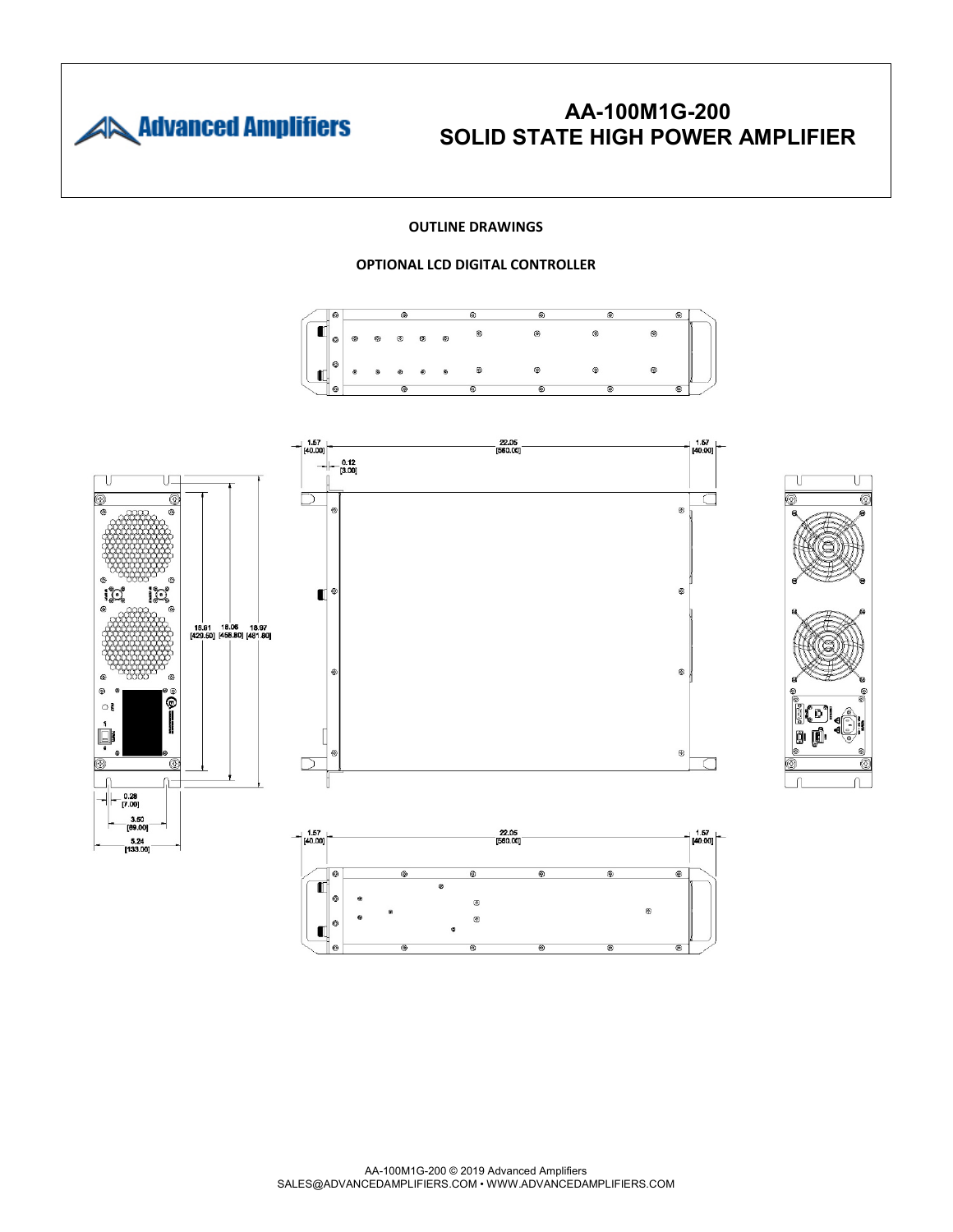# AA-100M1G-200
# SOLID STATE HIGH POWER AMPLIFIER

**OUTLINE DRAWINGS**

**OPTIONAL LCD DIGITAL CONTROLLER**

1.57 [40.00] 22.05 [560.00] 1.57 [40.00]

0.12 [3.00]

16.91 [429.50] 18.06 [458.80] 18.97 [481.80]

0.28 [7.00]

3.50 [89.00]

5.24 [133.00]

1.57 [40.00] 22.05 [560.00] 1.57 [40.00]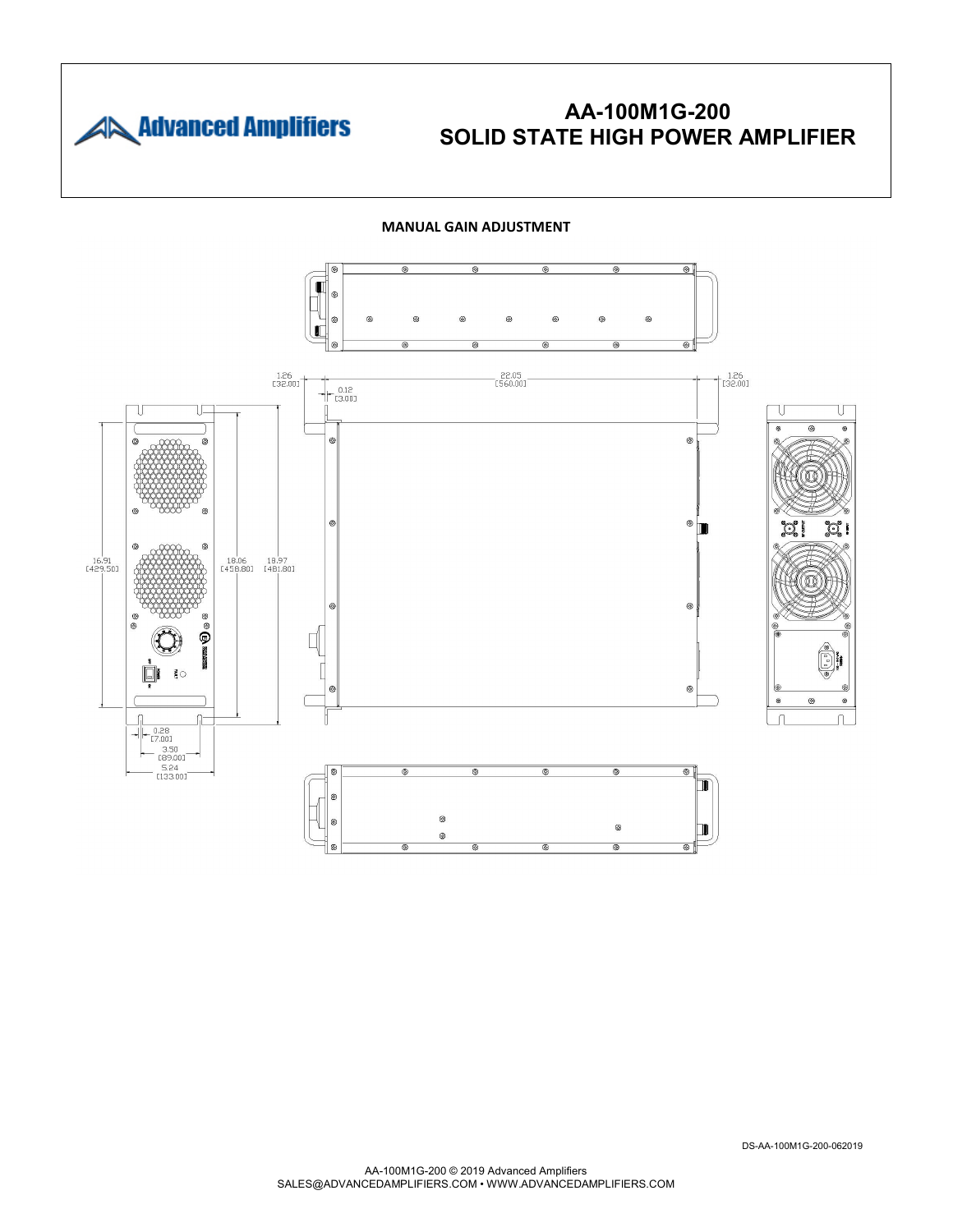# AA-100M1G-200
# SOLID STATE HIGH POWER AMPLIFIER

**MANUAL GAIN ADJUSTMENT**

1.26
[32.00]

22.05
[560.00]

1.26
[32.00]

0.12
[3.00]

16.91
[429.50]

18.06
[458.80]

18.97
[481.80]

0.28
[7.00]

3.50
[89.00]

5.24
[133.00]

DS-AA-100M1G-200-062019

AA-100M1G-200 © 2019 Advanced Amplifiers
SALES@ADVANCEDAMPLIFIERS.COM • WWW.ADVANCEDAMPLIFIERS.COM